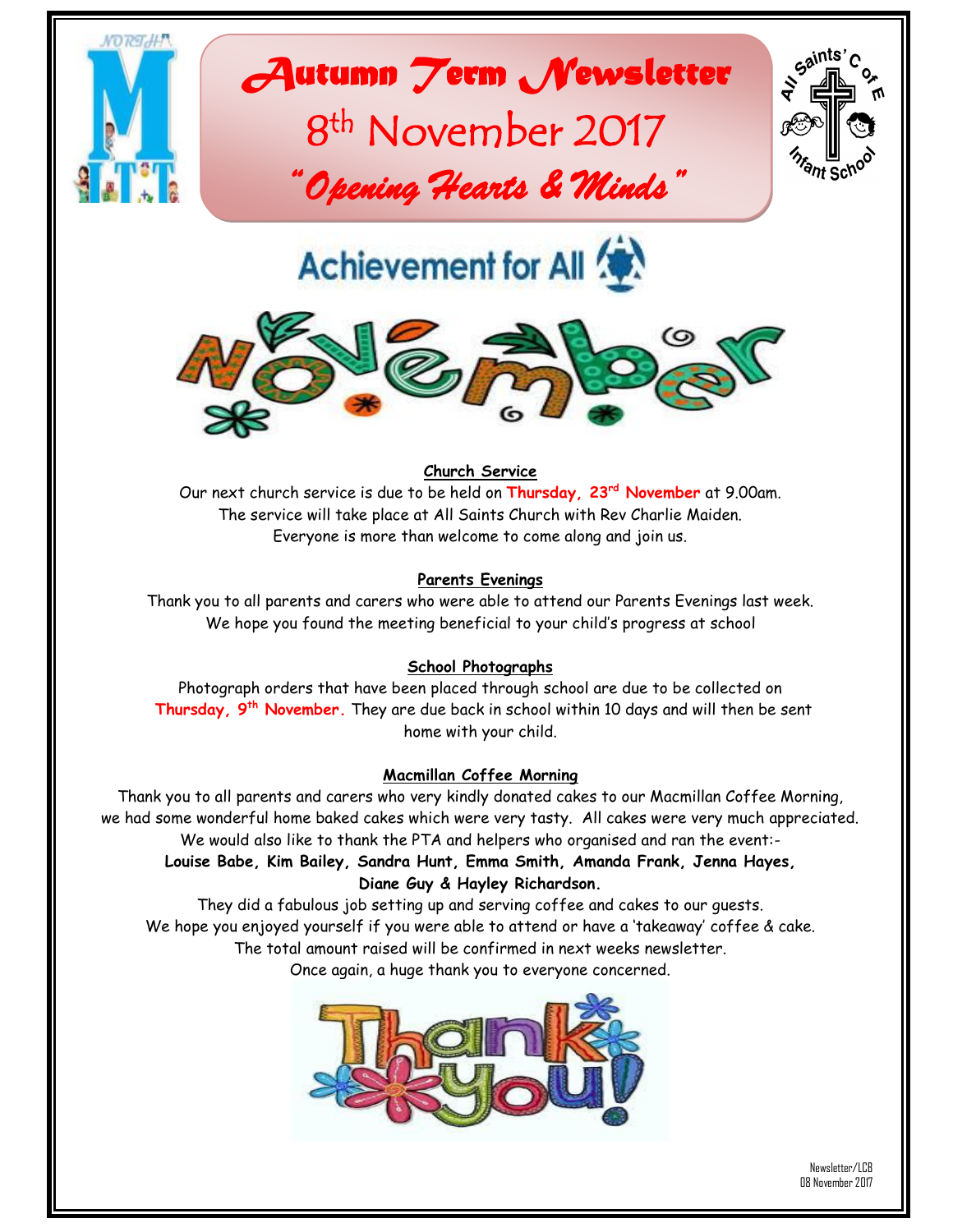# Autumn Term Newsletter

## 8th November 2017

### *"Opening Hearts & Minds"*

Achievement for All

November

**Church Service**

Our next church service is due to be held on **Thursday, 23rd November** at 9.00am. The service will take place at All Saints Church with Rev Charlie Maiden. Everyone is more than welcome to come along and join us.

**Parents Evenings**

Thank you to all parents and carers who were able to attend our Parents Evenings last week. We hope you found the meeting beneficial to your child's progress at school

**School Photographs**

Photograph orders that have been placed through school are due to be collected on **Thursday, 9th November.** They are due back in school within 10 days and will then be sent home with your child.

**Macmillan Coffee Morning**

Thank you to all parents and carers who very kindly donated cakes to our Macmillan Coffee Morning, we had some wonderful home baked cakes which were very tasty. All cakes were very much appreciated. We would also like to thank the PTA and helpers who organised and ran the event:-

**Louise Babe, Kim Bailey, Sandra Hunt, Emma Smith, Amanda Frank, Jenna Hayes, Diane Guy & Hayley Richardson.**

They did a fabulous job setting up and serving coffee and cakes to our guests. We hope you enjoyed yourself if you were able to attend or have a 'takeaway' coffee & cake. The total amount raised will be confirmed in next weeks newsletter. Once again, a huge thank you to everyone concerned.

Thank you!

Newsletter/LCB
08 November 2017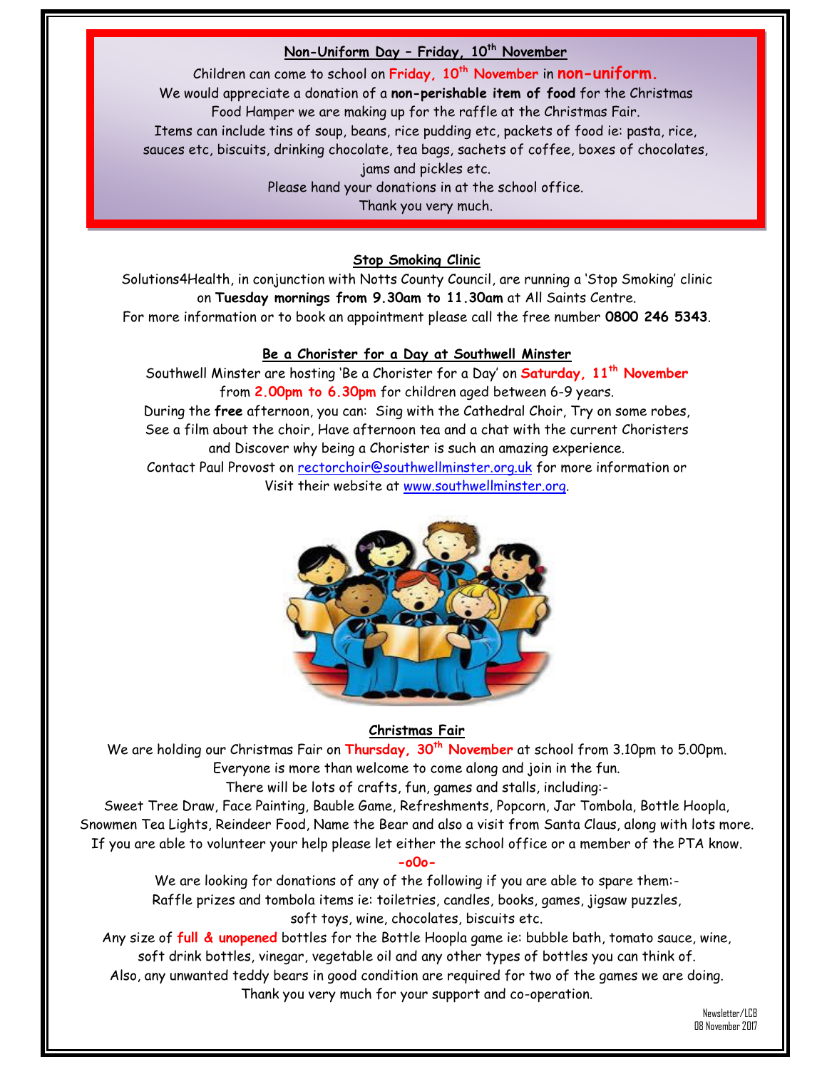## Non-Uniform Day – Friday, 10th November

Children can come to school on **Friday, 10th November** in **non-uniform.**
We would appreciate a donation of a **non-perishable item of food** for the Christmas Food Hamper we are making up for the raffle at the Christmas Fair.
Items can include tins of soup, beans, rice pudding etc, packets of food ie: pasta, rice, sauces etc, biscuits, drinking chocolate, tea bags, sachets of coffee, boxes of chocolates, jams and pickles etc.
Please hand your donations in at the school office.
Thank you very much.

## Stop Smoking Clinic

Solutions4Health, in conjunction with Notts County Council, are running a 'Stop Smoking' clinic on **Tuesday mornings from 9.30am to 11.30am** at All Saints Centre.
For more information or to book an appointment please call the free number **0800 246 5343**.

## Be a Chorister for a Day at Southwell Minster

Southwell Minster are hosting 'Be a Chorister for a Day' on **Saturday, 11th November** from **2.00pm to 6.30pm** for children aged between 6-9 years.
During the **free** afternoon, you can: Sing with the Cathedral Choir, Try on some robes, See a film about the choir, Have afternoon tea and a chat with the current Choristers and Discover why being a Chorister is such an amazing experience.
Contact Paul Provost on rectorchoir@southwellminster.org.uk for more information or Visit their website at www.southwellminster.org.

## Christmas Fair

We are holding our Christmas Fair on **Thursday, 30th November** at school from 3.10pm to 5.00pm.
Everyone is more than welcome to come along and join in the fun.
There will be lots of crafts, fun, games and stalls, including:-
Sweet Tree Draw, Face Painting, Bauble Game, Refreshments, Popcorn, Jar Tombola, Bottle Hoopla, Snowmen Tea Lights, Reindeer Food, Name the Bear and also a visit from Santa Claus, along with lots more.
If you are able to volunteer your help please let either the school office or a member of the PTA know.

**-oOo-**

We are looking for donations of any of the following if you are able to spare them:-
Raffle prizes and tombola items ie: toiletries, candles, books, games, jigsaw puzzles, soft toys, wine, chocolates, biscuits etc.
Any size of **full & unopened** bottles for the Bottle Hoopla game ie: bubble bath, tomato sauce, wine, soft drink bottles, vinegar, vegetable oil and any other types of bottles you can think of.
Also, any unwanted teddy bears in good condition are required for two of the games we are doing.
Thank you very much for your support and co-operation.

Newsletter/LCB
08 November 2017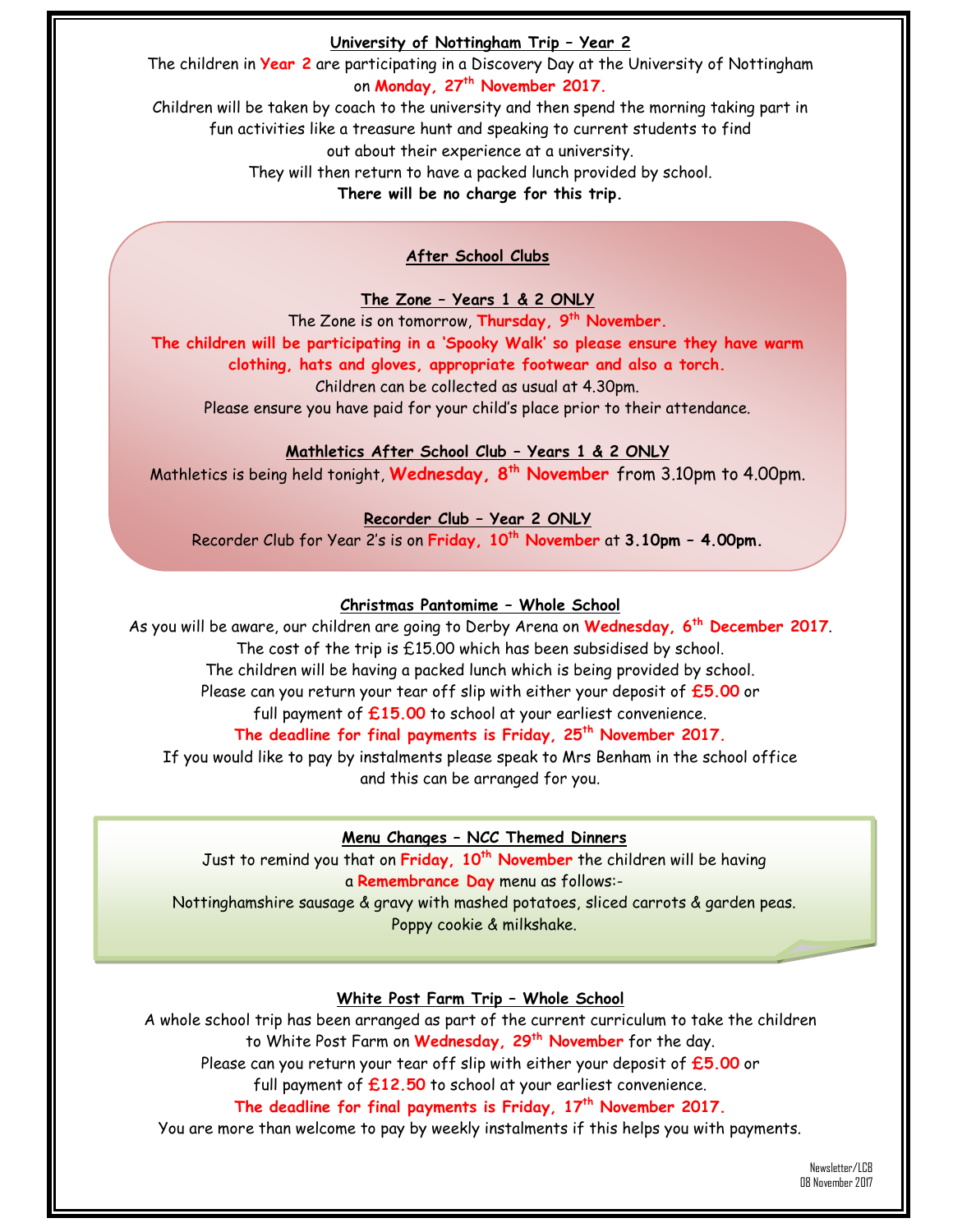## University of Nottingham Trip – Year 2

The children in **Year 2** are participating in a Discovery Day at the University of Nottingham on **Monday, 27th November 2017.**

Children will be taken by coach to the university and then spend the morning taking part in fun activities like a treasure hunt and speaking to current students to find out about their experience at a university.

They will then return to have a packed lunch provided by school.

**There will be no charge for this trip.**

## After School Clubs

### The Zone – Years 1 & 2 ONLY

The Zone is on tomorrow, **Thursday, 9th November.**

**The children will be participating in a 'Spooky Walk' so please ensure they have warm clothing, hats and gloves, appropriate footwear and also a torch.**

Children can be collected as usual at 4.30pm.

Please ensure you have paid for your child's place prior to their attendance.

### Mathletics After School Club – Years 1 & 2 ONLY

Mathletics is being held tonight, **Wednesday, 8th November** from 3.10pm to 4.00pm.

### Recorder Club – Year 2 ONLY

Recorder Club for Year 2's is on **Friday, 10th November** at **3.10pm – 4.00pm.**

## Christmas Pantomime – Whole School

As you will be aware, our children are going to Derby Arena on **Wednesday, 6th December 2017**.

The cost of the trip is £15.00 which has been subsidised by school.

The children will be having a packed lunch which is being provided by school.

Please can you return your tear off slip with either your deposit of **£5.00** or full payment of **£15.00** to school at your earliest convenience.

**The deadline for final payments is Friday, 25th November 2017.**

If you would like to pay by instalments please speak to Mrs Benham in the school office and this can be arranged for you.

## Menu Changes – NCC Themed Dinners

Just to remind you that on **Friday, 10th November** the children will be having a **Remembrance Day** menu as follows:-

Nottinghamshire sausage & gravy with mashed potatoes, sliced carrots & garden peas.

Poppy cookie & milkshake.

## White Post Farm Trip – Whole School

A whole school trip has been arranged as part of the current curriculum to take the children to White Post Farm on **Wednesday, 29th November** for the day.

Please can you return your tear off slip with either your deposit of **£5.00** or full payment of **£12.50** to school at your earliest convenience.

**The deadline for final payments is Friday, 17th November 2017.**

You are more than welcome to pay by weekly instalments if this helps you with payments.

Newsletter/LCB
08 November 2017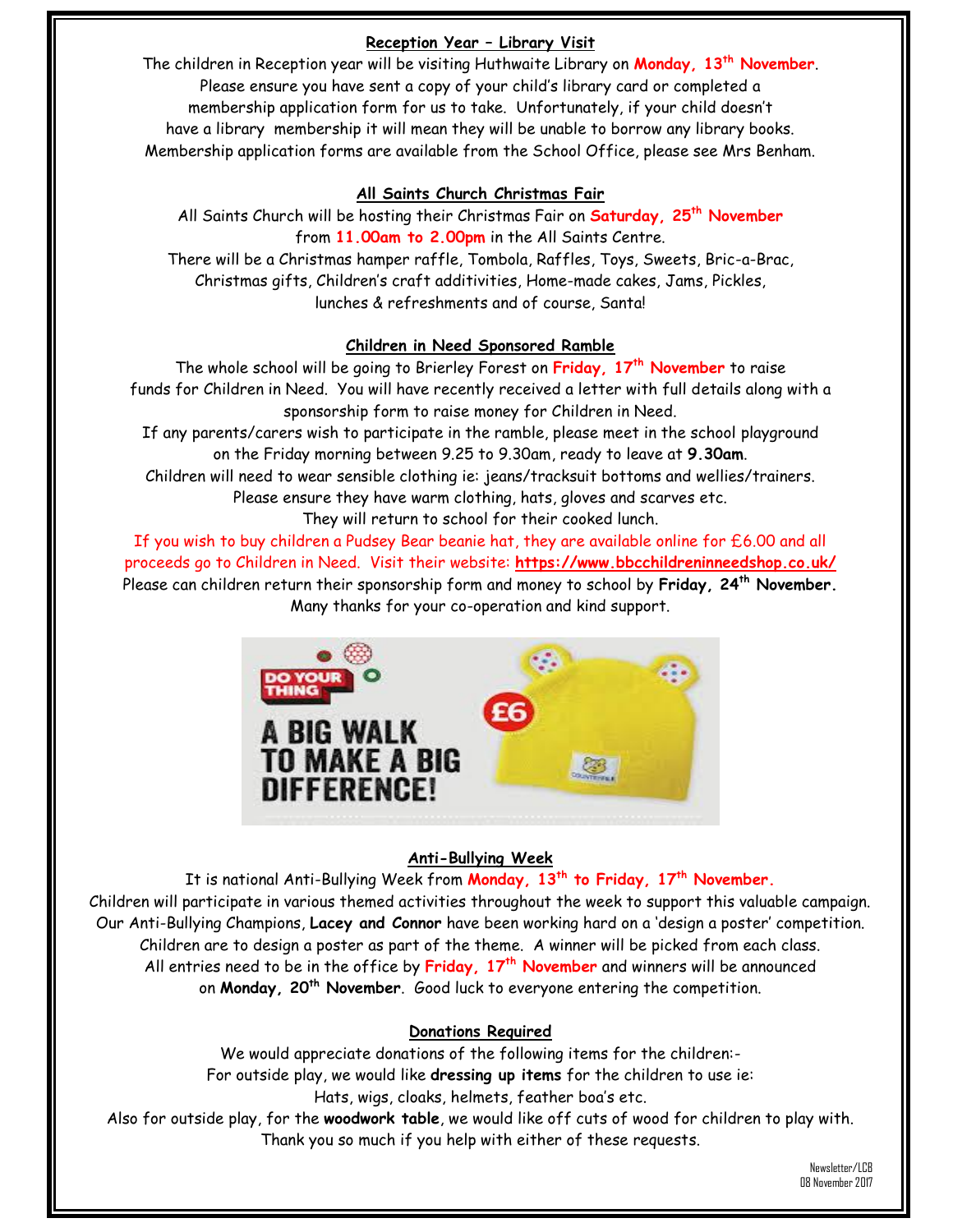### Reception Year – Library Visit

The children in Reception year will be visiting Huthwaite Library on **Monday, 13th November**. Please ensure you have sent a copy of your child's library card or completed a membership application form for us to take. Unfortunately, if your child doesn't have a library membership it will mean they will be unable to borrow any library books. Membership application forms are available from the School Office, please see Mrs Benham.

### All Saints Church Christmas Fair

All Saints Church will be hosting their Christmas Fair on **Saturday, 25th November** from **11.00am to 2.00pm** in the All Saints Centre.

There will be a Christmas hamper raffle, Tombola, Raffles, Toys, Sweets, Bric-a-Brac, Christmas gifts, Children's craft additivities, Home-made cakes, Jams, Pickles, lunches & refreshments and of course, Santa!

### Children in Need Sponsored Ramble

The whole school will be going to Brierley Forest on **Friday, 17th November** to raise funds for Children in Need. You will have recently received a letter with full details along with a sponsorship form to raise money for Children in Need.

If any parents/carers wish to participate in the ramble, please meet in the school playground on the Friday morning between 9.25 to 9.30am, ready to leave at **9.30am**.

Children will need to wear sensible clothing ie: jeans/tracksuit bottoms and wellies/trainers. Please ensure they have warm clothing, hats, gloves and scarves etc.

They will return to school for their cooked lunch.

If you wish to buy children a Pudsey Bear beanie hat, they are available online for £6.00 and all proceeds go to Children in Need. Visit their website: **https://www.bbcchildreninneedshop.co.uk/**

Please can children return their sponsorship form and money to school by **Friday, 24th November.**

Many thanks for your co-operation and kind support.

DO YOUR THING

A BIG WALK TO MAKE A BIG DIFFERENCE!

£6

### Anti-Bullying Week

It is national Anti-Bullying Week from **Monday, 13th to Friday, 17th November.**

Children will participate in various themed activities throughout the week to support this valuable campaign. Our Anti-Bullying Champions, **Lacey and Connor** have been working hard on a 'design a poster' competition. Children are to design a poster as part of the theme. A winner will be picked from each class. All entries need to be in the office by **Friday, 17th November** and winners will be announced on **Monday, 20th November**. Good luck to everyone entering the competition.

### Donations Required

We would appreciate donations of the following items for the children:-

For outside play, we would like **dressing up items** for the children to use ie: Hats, wigs, cloaks, helmets, feather boa's etc.

Also for outside play, for the **woodwork table**, we would like off cuts of wood for children to play with.

Thank you so much if you help with either of these requests.

Newsletter/LCB
08 November 2017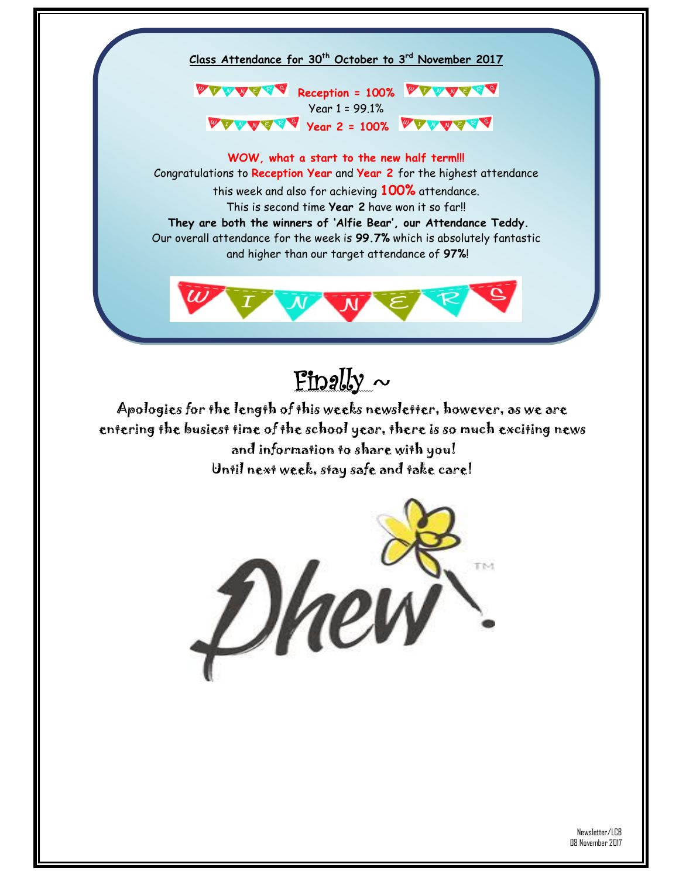**Class Attendance for 30th October to 3rd November 2017**

**Reception = 100%**

Year 1 = 99.1%

**Year 2 = 100%**

**WOW, what a start to the new half term!!!**

Congratulations to **Reception Year** and **Year 2** for the highest attendance this week and also for achieving **100%** attendance.

This is second time **Year 2** have won it so far!!

**They are both the winners of 'Alfie Bear', our Attendance Teddy.**

Our overall attendance for the week is **99.7%** which is absolutely fantastic and higher than our target attendance of **97%**!

WINNERS

# Finally ~

Apologies for the length of this weeks newsletter, however, as we are entering the busiest time of the school year, there is so much exciting news and information to share with you!

Until next week, stay safe and take care!

Phew!™

Newsletter/LCB
08 November 2017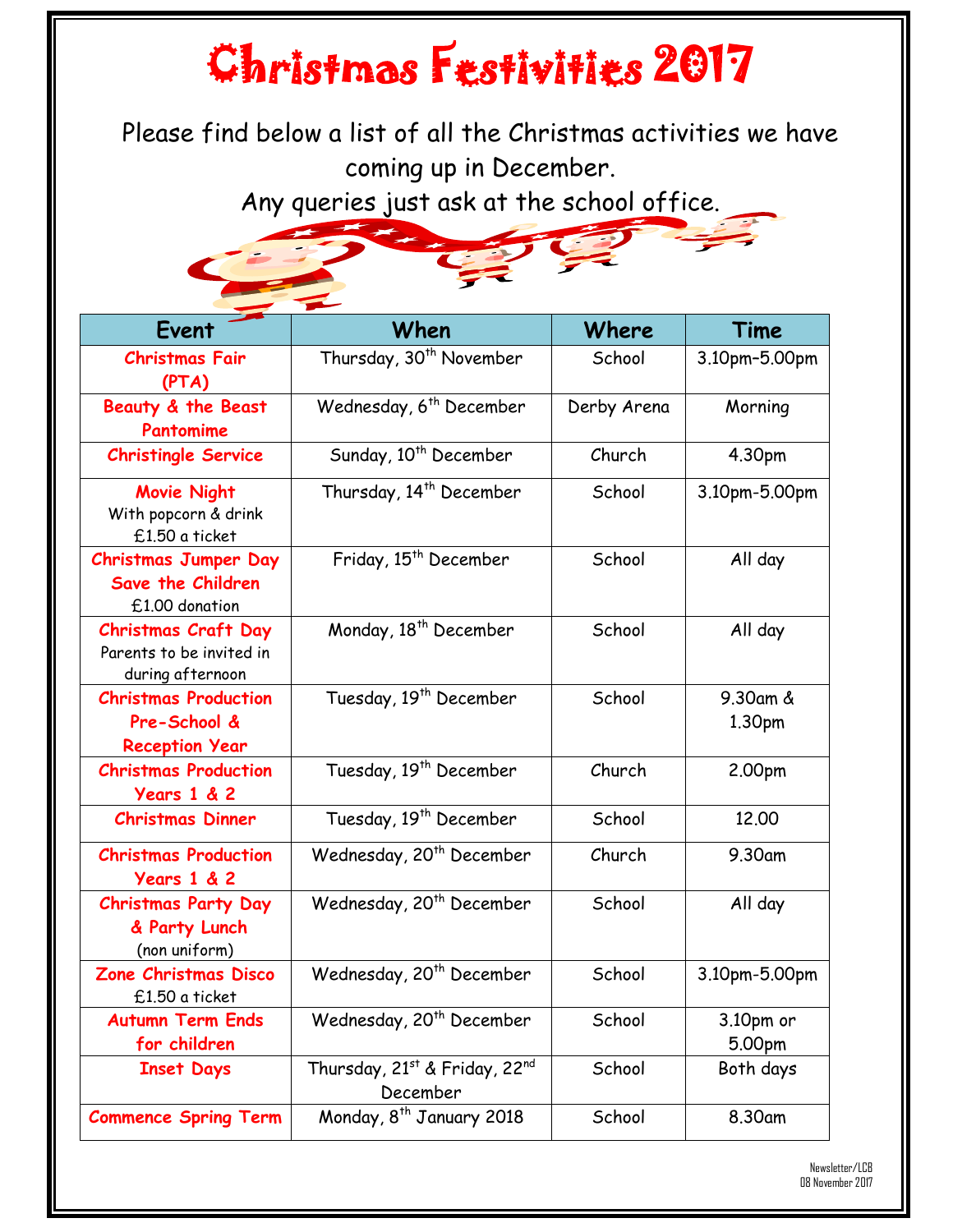# Christmas Festivities 2017

Please find below a list of all the Christmas activities we have coming up in December.

Any queries just ask at the school office.

| Event | When | Where | Time |
|---|---|---|---|
| **Christmas Fair (PTA)** | Thursday, 30th November | School | 3.10pm–5.00pm |
| **Beauty & the Beast Pantomime** | Wednesday, 6th December | Derby Arena | Morning |
| **Christingle Service** | Sunday, 10th December | Church | 4.30pm |
| **Movie Night** With popcorn & drink £1.50 a ticket | Thursday, 14th December | School | 3.10pm-5.00pm |
| **Christmas Jumper Day Save the Children** £1.00 donation | Friday, 15th December | School | All day |
| **Christmas Craft Day** Parents to be invited in during afternoon | Monday, 18th December | School | All day |
| **Christmas Production Pre-School & Reception Year** | Tuesday, 19th December | School | 9.30am & 1.30pm |
| **Christmas Production Years 1 & 2** | Tuesday, 19th December | Church | 2.00pm |
| **Christmas Dinner** | Tuesday, 19th December | School | 12.00 |
| **Christmas Production Years 1 & 2** | Wednesday, 20th December | Church | 9.30am |
| **Christmas Party Day & Party Lunch** (non uniform) | Wednesday, 20th December | School | All day |
| **Zone Christmas Disco** £1.50 a ticket | Wednesday, 20th December | School | 3.10pm-5.00pm |
| **Autumn Term Ends for children** | Wednesday, 20th December | School | 3.10pm or 5.00pm |
| **Inset Days** | Thursday, 21st & Friday, 22nd December | School | Both days |
| **Commence Spring Term** | Monday, 8th January 2018 | School | 8.30am |

Newsletter/LCB
08 November 2017